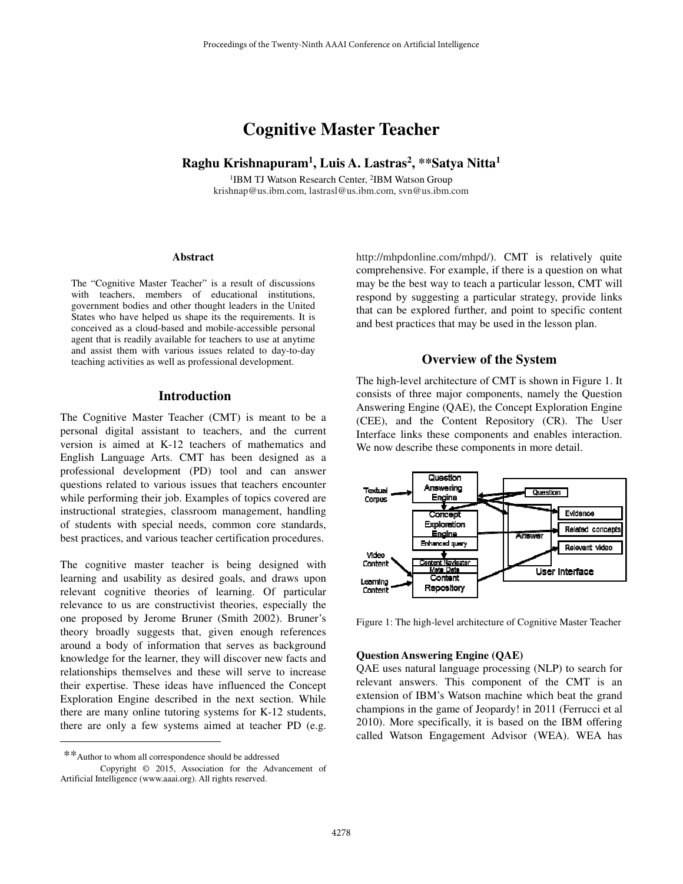# Cognitive Master Teacher

**Raghu Krishnapuram[1], Luis A. Lastras[2], \*\*Satya Nitta[1]**

[1]IBM TJ Watson Research Center, [2]IBM Watson Group
krishnap@us.ibm.com, lastrasl@us.ibm.com, svn@us.ibm.com

### Abstract

The "Cognitive Master Teacher" is a result of discussions with teachers, members of educational institutions, government bodies and other thought leaders in the United States who have helped us shape its the requirements. It is conceived as a cloud-based and mobile-accessible personal agent that is readily available for teachers to use at anytime and assist them with various issues related to day-to-day teaching activities as well as professional development.

## Introduction

The Cognitive Master Teacher (CMT) is meant to be a personal digital assistant to teachers, and the current version is aimed at K-12 teachers of mathematics and English Language Arts. CMT has been designed as a professional development (PD) tool and can answer questions related to various issues that teachers encounter while performing their job. Examples of topics covered are instructional strategies, classroom management, handling of students with special needs, common core standards, best practices, and various teacher certification procedures.

The cognitive master teacher is being designed with learning and usability as desired goals, and draws upon relevant cognitive theories of learning. Of particular relevance to us are constructivist theories, especially the one proposed by Jerome Bruner (Smith 2002). Bruner's theory broadly suggests that, given enough references around a body of information that serves as background knowledge for the learner, they will discover new facts and relationships themselves and these will serve to increase their expertise. These ideas have influenced the Concept Exploration Engine described in the next section. While there are many online tutoring systems for K-12 students, there are only a few systems aimed at teacher PD (e.g. http://mhpdonline.com/mhpd/). CMT is relatively quite comprehensive. For example, if there is a question on what may be the best way to teach a particular lesson, CMT will respond by suggesting a particular strategy, provide links that can be explored further, and point to specific content and best practices that may be used in the lesson plan.

## Overview of the System

The high-level architecture of CMT is shown in Figure 1. It consists of three major components, namely the Question Answering Engine (QAE), the Concept Exploration Engine (CEE), and the Content Repository (CR). The User Interface links these components and enables interaction. We now describe these components in more detail.

Figure 1: The high-level architecture of Cognitive Master Teacher

**Question Answering Engine (QAE)**

QAE uses natural language processing (NLP) to search for relevant answers. This component of the CMT is an extension of IBM's Watson machine which beat the grand champions in the game of Jeopardy! in 2011 (Ferrucci et al 2010). More specifically, it is based on the IBM offering called Watson Engagement Advisor (WEA). WEA has

\*\*Author to whom all correspondence should be addressed

Copyright © 2015, Association for the Advancement of Artificial Intelligence (www.aaai.org). All rights reserved.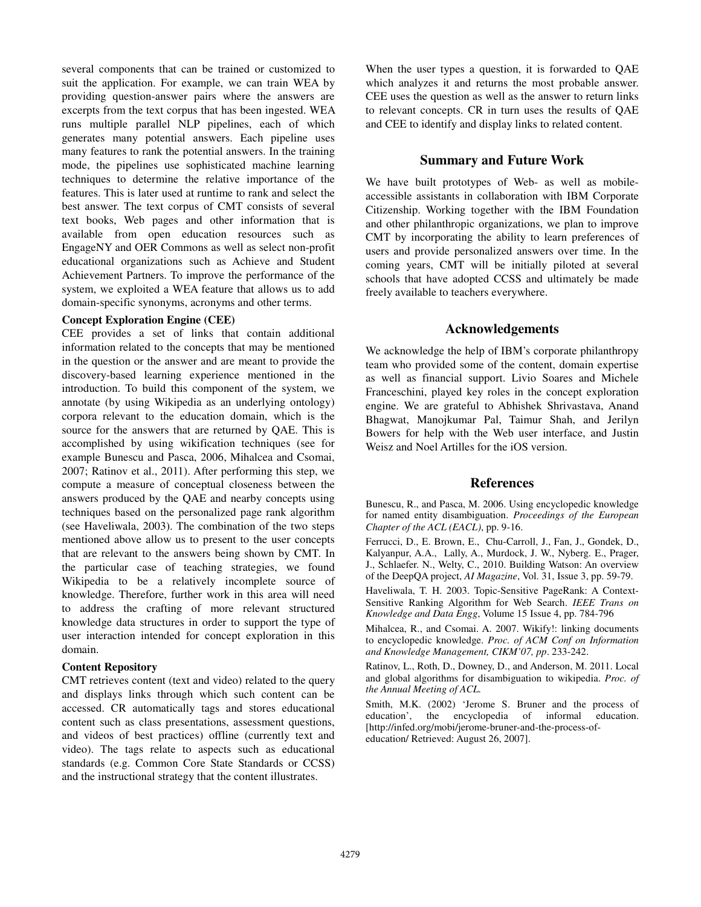several components that can be trained or customized to suit the application. For example, we can train WEA by providing question-answer pairs where the answers are excerpts from the text corpus that has been ingested. WEA runs multiple parallel NLP pipelines, each of which generates many potential answers. Each pipeline uses many features to rank the potential answers. In the training mode, the pipelines use sophisticated machine learning techniques to determine the relative importance of the features. This is later used at runtime to rank and select the best answer. The text corpus of CMT consists of several text books, Web pages and other information that is available from open education resources such as EngageNY and OER Commons as well as select non-profit educational organizations such as Achieve and Student Achievement Partners. To improve the performance of the system, we exploited a WEA feature that allows us to add domain-specific synonyms, acronyms and other terms.

**Concept Exploration Engine (CEE)**

CEE provides a set of links that contain additional information related to the concepts that may be mentioned in the question or the answer and are meant to provide the discovery-based learning experience mentioned in the introduction. To build this component of the system, we annotate (by using Wikipedia as an underlying ontology) corpora relevant to the education domain, which is the source for the answers that are returned by QAE. This is accomplished by using wikification techniques (see for example Bunescu and Pasca, 2006, Mihalcea and Csomai, 2007; Ratinov et al., 2011). After performing this step, we compute a measure of conceptual closeness between the answers produced by the QAE and nearby concepts using techniques based on the personalized page rank algorithm (see Haveliwala, 2003). The combination of the two steps mentioned above allow us to present to the user concepts that are relevant to the answers being shown by CMT. In the particular case of teaching strategies, we found Wikipedia to be a relatively incomplete source of knowledge. Therefore, further work in this area will need to address the crafting of more relevant structured knowledge data structures in order to support the type of user interaction intended for concept exploration in this domain.

**Content Repository**

CMT retrieves content (text and video) related to the query and displays links through which such content can be accessed. CR automatically tags and stores educational content such as class presentations, assessment questions, and videos of best practices) offline (currently text and video). The tags relate to aspects such as educational standards (e.g. Common Core State Standards or CCSS) and the instructional strategy that the content illustrates.

When the user types a question, it is forwarded to QAE which analyzes it and returns the most probable answer. CEE uses the question as well as the answer to return links to relevant concepts. CR in turn uses the results of QAE and CEE to identify and display links to related content.

## Summary and Future Work

We have built prototypes of Web- as well as mobile-accessible assistants in collaboration with IBM Corporate Citizenship. Working together with the IBM Foundation and other philanthropic organizations, we plan to improve CMT by incorporating the ability to learn preferences of users and provide personalized answers over time. In the coming years, CMT will be initially piloted at several schools that have adopted CCSS and ultimately be made freely available to teachers everywhere.

## Acknowledgements

We acknowledge the help of IBM's corporate philanthropy team who provided some of the content, domain expertise as well as financial support. Livio Soares and Michele Franceschini, played key roles in the concept exploration engine. We are grateful to Abhishek Shrivastava, Anand Bhagwat, Manojkumar Pal, Taimur Shah, and Jerilyn Bowers for help with the Web user interface, and Justin Weisz and Noel Artilles for the iOS version.

## References

Bunescu, R., and Pasca, M. 2006. Using encyclopedic knowledge for named entity disambiguation. *Proceedings of the European Chapter of the ACL (EACL)*, pp. 9-16.

Ferrucci, D., E. Brown, E., Chu-Carroll, J., Fan, J., Gondek, D., Kalyanpur, A.A., Lally, A., Murdock, J. W., Nyberg. E., Prager, J., Schlaefer. N., Welty, C., 2010. Building Watson: An overview of the DeepQA project, *AI Magazine*, Vol. 31, Issue 3, pp. 59-79.

Haveliwala, T. H. 2003. Topic-Sensitive PageRank: A Context-Sensitive Ranking Algorithm for Web Search. *IEEE Trans on Knowledge and Data Engg*, Volume 15 Issue 4, pp. 784-796

Mihalcea, R., and Csomai. A. 2007. Wikify!: linking documents to encyclopedic knowledge. *Proc. of ACM Conf on Information and Knowledge Management, CIKM'07, pp*. 233-242.

Ratinov, L., Roth, D., Downey, D., and Anderson, M. 2011. Local and global algorithms for disambiguation to wikipedia. *Proc. of the Annual Meeting of ACL.*

Smith, M.K. (2002) 'Jerome S. Bruner and the process of education', the encyclopedia of informal education. [http://infed.org/mobi/jerome-bruner-and-the-process-of-education/ Retrieved: August 26, 2007].